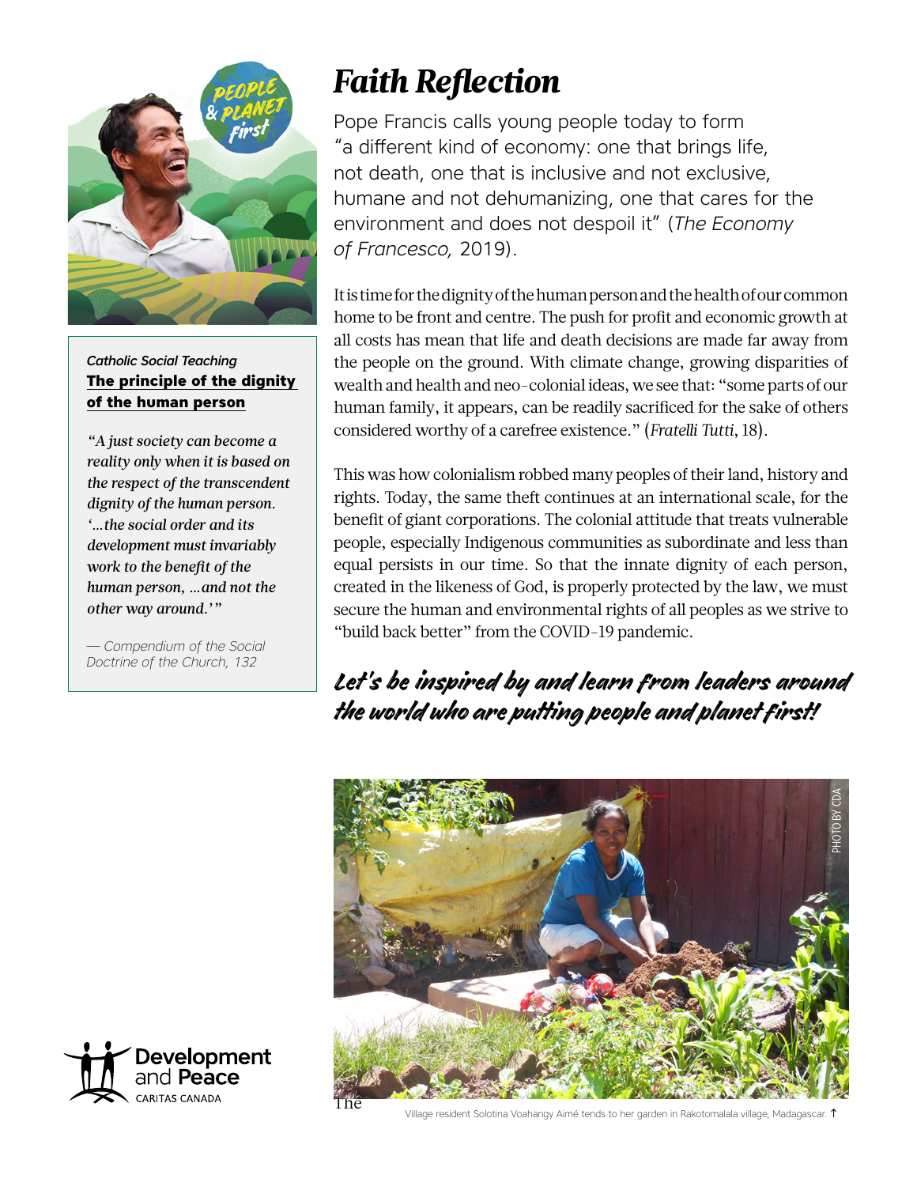# Faith Reflection

Pope Francis calls young people today to form "a different kind of economy: one that brings life, not death, one that is inclusive and not exclusive, humane and not dehumanizing, one that cares for the environment and does not despoil it" (*The Economy of Francesco,* 2019).

It is time for the dignity of the human person and the health of our common home to be front and centre. The push for profit and economic growth at all costs has mean that life and death decisions are made far away from the people on the ground. With climate change, growing disparities of wealth and health and neo-colonial ideas, we see that: "some parts of our human family, it appears, can be readily sacrificed for the sake of others considered worthy of a carefree existence." (*Fratelli Tutti*, 18).

This was how colonialism robbed many peoples of their land, history and rights. Today, the same theft continues at an international scale, for the benefit of giant corporations. The colonial attitude that treats vulnerable people, especially Indigenous communities as subordinate and less than equal persists in our time. So that the innate dignity of each person, created in the likeness of God, is properly protected by the law, we must secure the human and environmental rights of all peoples as we strive to "build back better" from the COVID-19 pandemic.

## *Let's be inspired by and learn from leaders around the world who are putting people and planet first!*

*Catholic Social Teaching*

**The principle of the dignity of the human person**

*"A just society can become a reality only when it is based on the respect of the transcendent dignity of the human person. '…the social order and its development must invariably work to the benefit of the human person, …and not the other way around.'"*

— *Compendium of the Social Doctrine of the Church, 132*

PHOTO BY CDA

The

Village resident Solotina Voahangy Aimé tends to her garden in Rakotomalala village, Madagascar. ↑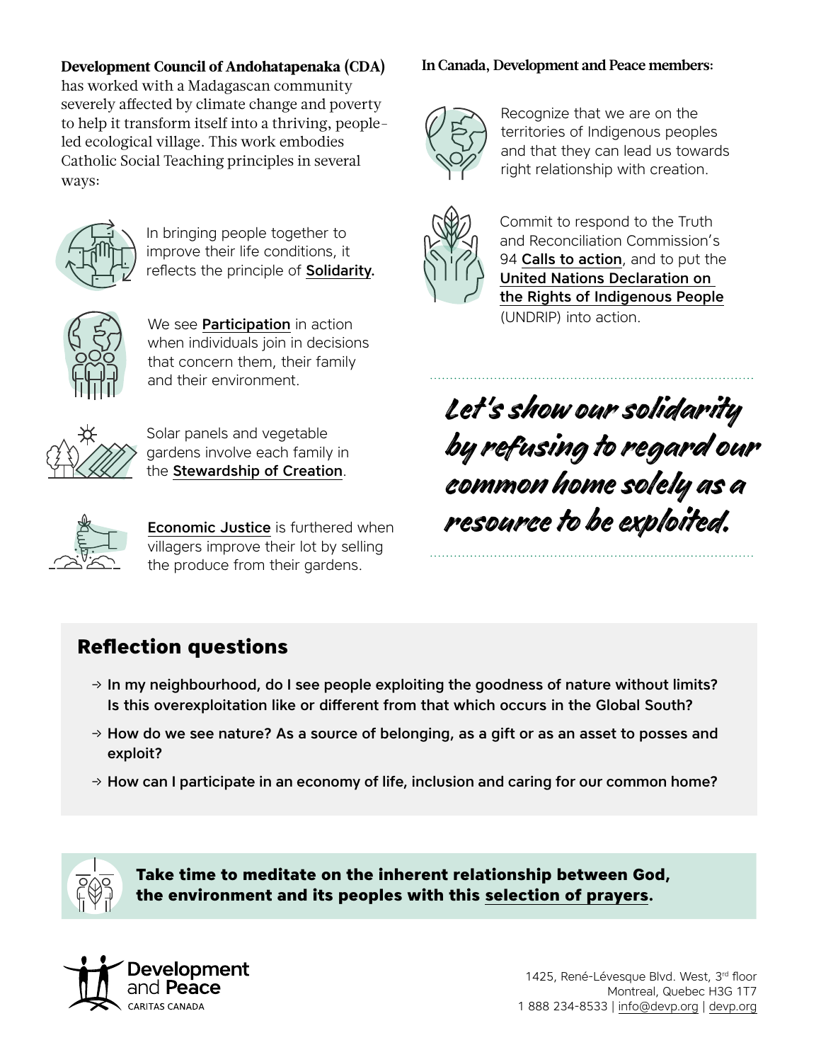**Development Council of Andohatapenaka (CDA)** has worked with a Madagascan community severely affected by climate change and poverty to help it transform itself into a thriving, people-led ecological village. This work embodies Catholic Social Teaching principles in several ways:

In bringing people together to improve their life conditions, it reflects the principle of **Solidarity**.

We see **Participation** in action when individuals join in decisions that concern them, their family and their environment.

Solar panels and vegetable gardens involve each family in the **Stewardship of Creation**.

**Economic Justice** is furthered when villagers improve their lot by selling the produce from their gardens.

**In Canada, Development and Peace members:**

Recognize that we are on the territories of Indigenous peoples and that they can lead us towards right relationship with creation.

Commit to respond to the Truth and Reconciliation Commission's 94 **Calls to action**, and to put the **United Nations Declaration on the Rights of Indigenous People** (UNDRIP) into action.

*Let's show our solidarity by refusing to regard our common home solely as a resource to be exploited.*

## Reflection questions

- In my neighbourhood, do I see people exploiting the goodness of nature without limits? Is this overexploitation like or different from that which occurs in the Global South?
- How do we see nature? As a source of belonging, as a gift or as an asset to posses and exploit?
- How can I participate in an economy of life, inclusion and caring for our common home?

**Take time to meditate on the inherent relationship between God, the environment and its peoples with this selection of prayers.**

Development and Peace
CARITAS CANADA

1425, René-Lévesque Blvd. West, 3rd floor
Montreal, Quebec H3G 1T7
1 888 234-8533 | info@devp.org | devp.org